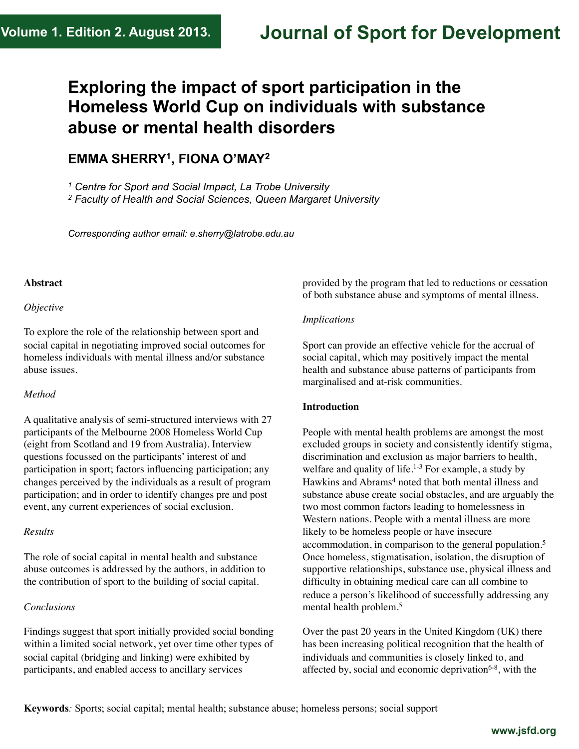# Exploring the impact of sport participation in the Homeless World Cup on individuals with substance abuse or mental health disorders

## EMMA SHERRY[1], FIONA O'MAY[2]

*[1] Centre for Sport and Social Impact, La Trobe University*
*[2] Faculty of Health and Social Sciences, Queen Margaret University*

*Corresponding author email: e.sherry@latrobe.edu.au*

**Abstract**

*Objective*

To explore the role of the relationship between sport and social capital in negotiating improved social outcomes for homeless individuals with mental illness and/or substance abuse issues.

*Method*

A qualitative analysis of semi-structured interviews with 27 participants of the Melbourne 2008 Homeless World Cup (eight from Scotland and 19 from Australia). Interview questions focussed on the participants' interest of and participation in sport; factors influencing participation; any changes perceived by the individuals as a result of program participation; and in order to identify changes pre and post event, any current experiences of social exclusion.

*Results*

The role of social capital in mental health and substance abuse outcomes is addressed by the authors, in addition to the contribution of sport to the building of social capital.

*Conclusions*

Findings suggest that sport initially provided social bonding within a limited social network, yet over time other types of social capital (bridging and linking) were exhibited by participants, and enabled access to ancillary services provided by the program that led to reductions or cessation of both substance abuse and symptoms of mental illness.

*Implications*

Sport can provide an effective vehicle for the accrual of social capital, which may positively impact the mental health and substance abuse patterns of participants from marginalised and at-risk communities.

**Introduction**

People with mental health problems are amongst the most excluded groups in society and consistently identify stigma, discrimination and exclusion as major barriers to health, welfare and quality of life.[1-3] For example, a study by Hawkins and Abrams[4] noted that both mental illness and substance abuse create social obstacles, and are arguably the two most common factors leading to homelessness in Western nations. People with a mental illness are more likely to be homeless people or have insecure accommodation, in comparison to the general population.[5] Once homeless, stigmatisation, isolation, the disruption of supportive relationships, substance use, physical illness and difficulty in obtaining medical care can all combine to reduce a person's likelihood of successfully addressing any mental health problem.[5]

Over the past 20 years in the United Kingdom (UK) there has been increasing political recognition that the health of individuals and communities is closely linked to, and affected by, social and economic deprivation[6-8], with the

**Keywords***:* Sports; social capital; mental health; substance abuse; homeless persons; social support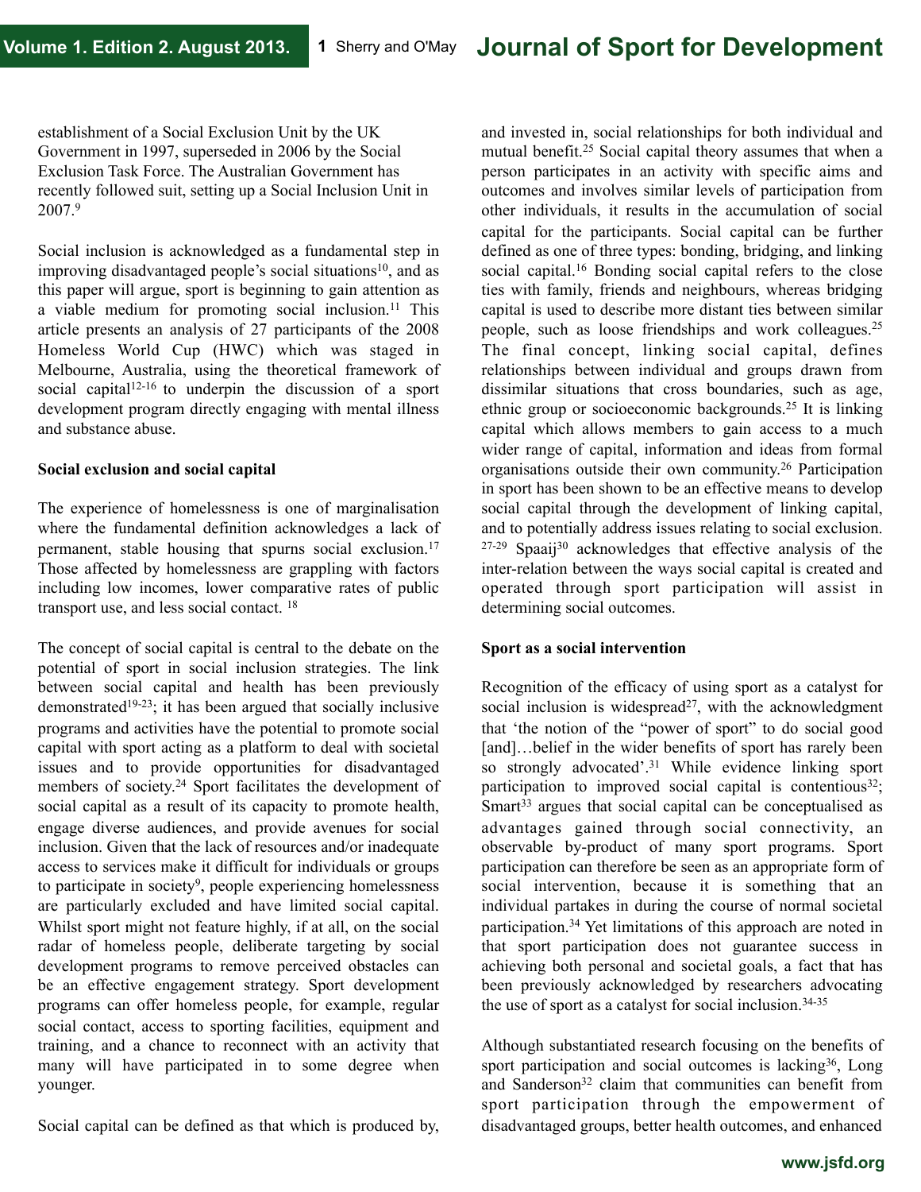establishment of a Social Exclusion Unit by the UK Government in 1997, superseded in 2006 by the Social Exclusion Task Force. The Australian Government has recently followed suit, setting up a Social Inclusion Unit in 2007.[9]

Social inclusion is acknowledged as a fundamental step in improving disadvantaged people's social situations[10], and as this paper will argue, sport is beginning to gain attention as a viable medium for promoting social inclusion.[11] This article presents an analysis of 27 participants of the 2008 Homeless World Cup (HWC) which was staged in Melbourne, Australia, using the theoretical framework of social capital[12-16] to underpin the discussion of a sport development program directly engaging with mental illness and substance abuse.

**Social exclusion and social capital**

The experience of homelessness is one of marginalisation where the fundamental definition acknowledges a lack of permanent, stable housing that spurns social exclusion.[17] Those affected by homelessness are grappling with factors including low incomes, lower comparative rates of public transport use, and less social contact. [18]

The concept of social capital is central to the debate on the potential of sport in social inclusion strategies. The link between social capital and health has been previously demonstrated[19-23]; it has been argued that socially inclusive programs and activities have the potential to promote social capital with sport acting as a platform to deal with societal issues and to provide opportunities for disadvantaged members of society.[24] Sport facilitates the development of social capital as a result of its capacity to promote health, engage diverse audiences, and provide avenues for social inclusion. Given that the lack of resources and/or inadequate access to services make it difficult for individuals or groups to participate in society[9], people experiencing homelessness are particularly excluded and have limited social capital. Whilst sport might not feature highly, if at all, on the social radar of homeless people, deliberate targeting by social development programs to remove perceived obstacles can be an effective engagement strategy. Sport development programs can offer homeless people, for example, regular social contact, access to sporting facilities, equipment and training, and a chance to reconnect with an activity that many will have participated in to some degree when younger.

Social capital can be defined as that which is produced by, and invested in, social relationships for both individual and mutual benefit.[25] Social capital theory assumes that when a person participates in an activity with specific aims and outcomes and involves similar levels of participation from other individuals, it results in the accumulation of social capital for the participants. Social capital can be further defined as one of three types: bonding, bridging, and linking social capital.[16] Bonding social capital refers to the close ties with family, friends and neighbours, whereas bridging capital is used to describe more distant ties between similar people, such as loose friendships and work colleagues.[25] The final concept, linking social capital, defines relationships between individual and groups drawn from dissimilar situations that cross boundaries, such as age, ethnic group or socioeconomic backgrounds.[25] It is linking capital which allows members to gain access to a much wider range of capital, information and ideas from formal organisations outside their own community.[26] Participation in sport has been shown to be an effective means to develop social capital through the development of linking capital, and to potentially address issues relating to social exclusion.[27-29] Spaaij[30] acknowledges that effective analysis of the inter-relation between the ways social capital is created and operated through sport participation will assist in determining social outcomes.

**Sport as a social intervention**

Recognition of the efficacy of using sport as a catalyst for social inclusion is widespread[27], with the acknowledgment that 'the notion of the "power of sport" to do social good [and]…belief in the wider benefits of sport has rarely been so strongly advocated'.[31] While evidence linking sport participation to improved social capital is contentious[32]; Smart[33] argues that social capital can be conceptualised as advantages gained through social connectivity, an observable by-product of many sport programs. Sport participation can therefore be seen as an appropriate form of social intervention, because it is something that an individual partakes in during the course of normal societal participation.[34] Yet limitations of this approach are noted in that sport participation does not guarantee success in achieving both personal and societal goals, a fact that has been previously acknowledged by researchers advocating the use of sport as a catalyst for social inclusion.[34-35]

Although substantiated research focusing on the benefits of sport participation and social outcomes is lacking[36], Long and Sanderson[32] claim that communities can benefit from sport participation through the empowerment of disadvantaged groups, better health outcomes, and enhanced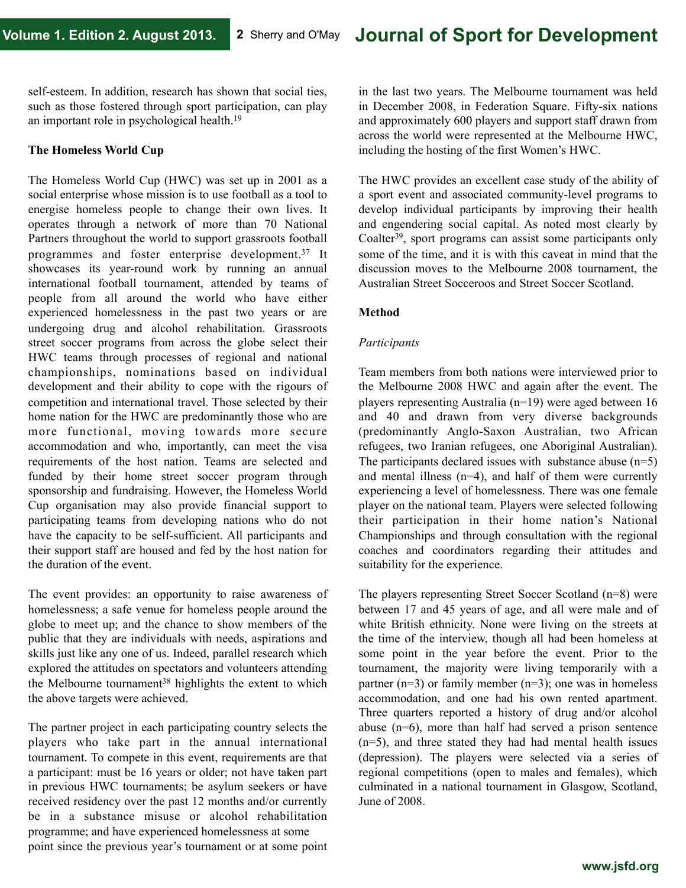self-esteem. In addition, research has shown that social ties, such as those fostered through sport participation, can play an important role in psychological health.[19]

**The Homeless World Cup**

The Homeless World Cup (HWC) was set up in 2001 as a social enterprise whose mission is to use football as a tool to energise homeless people to change their own lives. It operates through a network of more than 70 National Partners throughout the world to support grassroots football programmes and foster enterprise development.[37] It showcases its year-round work by running an annual international football tournament, attended by teams of people from all around the world who have either experienced homelessness in the past two years or are undergoing drug and alcohol rehabilitation. Grassroots street soccer programs from across the globe select their HWC teams through processes of regional and national championships, nominations based on individual development and their ability to cope with the rigours of competition and international travel. Those selected by their home nation for the HWC are predominantly those who are more functional, moving towards more secure accommodation and who, importantly, can meet the visa requirements of the host nation. Teams are selected and funded by their home street soccer program through sponsorship and fundraising. However, the Homeless World Cup organisation may also provide financial support to participating teams from developing nations who do not have the capacity to be self-sufficient. All participants and their support staff are housed and fed by the host nation for the duration of the event.

The event provides: an opportunity to raise awareness of homelessness; a safe venue for homeless people around the globe to meet up; and the chance to show members of the public that they are individuals with needs, aspirations and skills just like any one of us. Indeed, parallel research which explored the attitudes on spectators and volunteers attending the Melbourne tournament[38] highlights the extent to which the above targets were achieved.

The partner project in each participating country selects the players who take part in the annual international tournament. To compete in this event, requirements are that a participant: must be 16 years or older; not have taken part in previous HWC tournaments; be asylum seekers or have received residency over the past 12 months and/or currently be in a substance misuse or alcohol rehabilitation programme; and have experienced homelessness at some point since the previous year's tournament or at some point in the last two years. The Melbourne tournament was held in December 2008, in Federation Square. Fifty-six nations and approximately 600 players and support staff drawn from across the world were represented at the Melbourne HWC, including the hosting of the first Women's HWC.

The HWC provides an excellent case study of the ability of a sport event and associated community-level programs to develop individual participants by improving their health and engendering social capital. As noted most clearly by Coalter[39], sport programs can assist some participants only some of the time, and it is with this caveat in mind that the discussion moves to the Melbourne 2008 tournament, the Australian Street Socceroos and Street Soccer Scotland.

**Method**

*Participants*

Team members from both nations were interviewed prior to the Melbourne 2008 HWC and again after the event. The players representing Australia (n=19) were aged between 16 and 40 and drawn from very diverse backgrounds (predominantly Anglo-Saxon Australian, two African refugees, two Iranian refugees, one Aboriginal Australian). The participants declared issues with substance abuse (n=5) and mental illness (n=4), and half of them were currently experiencing a level of homelessness. There was one female player on the national team. Players were selected following their participation in their home nation's National Championships and through consultation with the regional coaches and coordinators regarding their attitudes and suitability for the experience.

The players representing Street Soccer Scotland (n=8) were between 17 and 45 years of age, and all were male and of white British ethnicity. None were living on the streets at the time of the interview, though all had been homeless at some point in the year before the event. Prior to the tournament, the majority were living temporarily with a partner (n=3) or family member (n=3); one was in homeless accommodation, and one had his own rented apartment. Three quarters reported a history of drug and/or alcohol abuse (n=6), more than half had served a prison sentence (n=5), and three stated they had had mental health issues (depression). The players were selected via a series of regional competitions (open to males and females), which culminated in a national tournament in Glasgow, Scotland, June of 2008.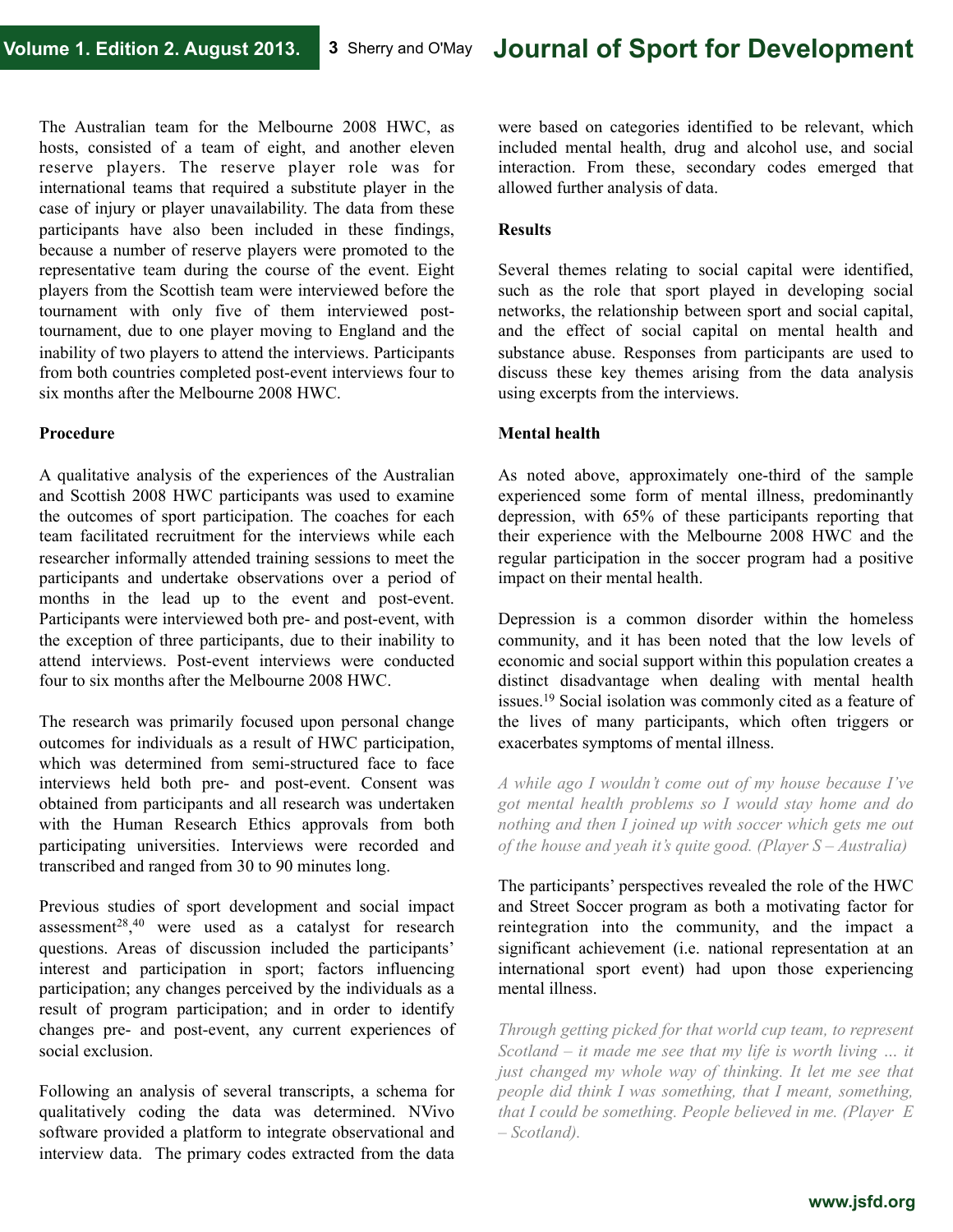The Australian team for the Melbourne 2008 HWC, as hosts, consisted of a team of eight, and another eleven reserve players. The reserve player role was for international teams that required a substitute player in the case of injury or player unavailability. The data from these participants have also been included in these findings, because a number of reserve players were promoted to the representative team during the course of the event. Eight players from the Scottish team were interviewed before the tournament with only five of them interviewed post-tournament, due to one player moving to England and the inability of two players to attend the interviews. Participants from both countries completed post-event interviews four to six months after the Melbourne 2008 HWC.

**Procedure**

A qualitative analysis of the experiences of the Australian and Scottish 2008 HWC participants was used to examine the outcomes of sport participation. The coaches for each team facilitated recruitment for the interviews while each researcher informally attended training sessions to meet the participants and undertake observations over a period of months in the lead up to the event and post-event. Participants were interviewed both pre- and post-event, with the exception of three participants, due to their inability to attend interviews. Post-event interviews were conducted four to six months after the Melbourne 2008 HWC.

The research was primarily focused upon personal change outcomes for individuals as a result of HWC participation, which was determined from semi-structured face to face interviews held both pre- and post-event. Consent was obtained from participants and all research was undertaken with the Human Research Ethics approvals from both participating universities. Interviews were recorded and transcribed and ranged from 30 to 90 minutes long.

Previous studies of sport development and social impact assessment[28,40] were used as a catalyst for research questions. Areas of discussion included the participants' interest and participation in sport; factors influencing participation; any changes perceived by the individuals as a result of program participation; and in order to identify changes pre- and post-event, any current experiences of social exclusion.

Following an analysis of several transcripts, a schema for qualitatively coding the data was determined. NVivo software provided a platform to integrate observational and interview data. The primary codes extracted from the data were based on categories identified to be relevant, which included mental health, drug and alcohol use, and social interaction. From these, secondary codes emerged that allowed further analysis of data.

**Results**

Several themes relating to social capital were identified, such as the role that sport played in developing social networks, the relationship between sport and social capital, and the effect of social capital on mental health and substance abuse. Responses from participants are used to discuss these key themes arising from the data analysis using excerpts from the interviews.

**Mental health**

As noted above, approximately one-third of the sample experienced some form of mental illness, predominantly depression, with 65% of these participants reporting that their experience with the Melbourne 2008 HWC and the regular participation in the soccer program had a positive impact on their mental health.

Depression is a common disorder within the homeless community, and it has been noted that the low levels of economic and social support within this population creates a distinct disadvantage when dealing with mental health issues.[19] Social isolation was commonly cited as a feature of the lives of many participants, which often triggers or exacerbates symptoms of mental illness.

*A while ago I wouldn't come out of my house because I've got mental health problems so I would stay home and do nothing and then I joined up with soccer which gets me out of the house and yeah it's quite good. (Player S – Australia)*

The participants' perspectives revealed the role of the HWC and Street Soccer program as both a motivating factor for reintegration into the community, and the impact a significant achievement (i.e. national representation at an international sport event) had upon those experiencing mental illness.

*Through getting picked for that world cup team, to represent Scotland – it made me see that my life is worth living ... it just changed my whole way of thinking. It let me see that people did think I was something, that I meant, something, that I could be something. People believed in me. (Player E – Scotland).*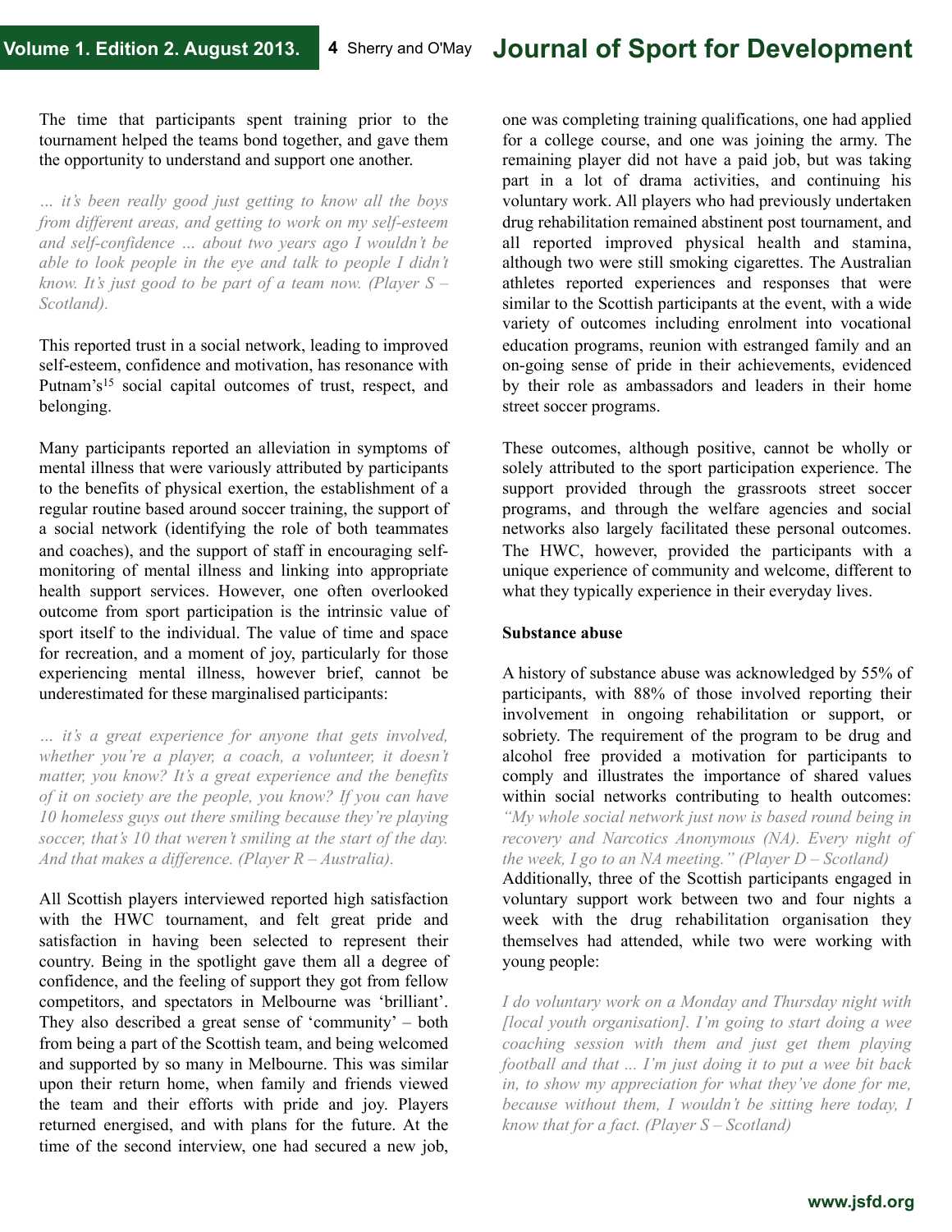The time that participants spent training prior to the tournament helped the teams bond together, and gave them the opportunity to understand and support one another.

*… it's been really good just getting to know all the boys from different areas, and getting to work on my self-esteem and self-confidence … about two years ago I wouldn't be able to look people in the eye and talk to people I didn't know. It's just good to be part of a team now. (Player S – Scotland).*

This reported trust in a social network, leading to improved self-esteem, confidence and motivation, has resonance with Putnam's[15] social capital outcomes of trust, respect, and belonging.

Many participants reported an alleviation in symptoms of mental illness that were variously attributed by participants to the benefits of physical exertion, the establishment of a regular routine based around soccer training, the support of a social network (identifying the role of both teammates and coaches), and the support of staff in encouraging self-monitoring of mental illness and linking into appropriate health support services. However, one often overlooked outcome from sport participation is the intrinsic value of sport itself to the individual. The value of time and space for recreation, and a moment of joy, particularly for those experiencing mental illness, however brief, cannot be underestimated for these marginalised participants:

*… it's a great experience for anyone that gets involved, whether you're a player, a coach, a volunteer, it doesn't matter, you know? It's a great experience and the benefits of it on society are the people, you know? If you can have 10 homeless guys out there smiling because they're playing soccer, that's 10 that weren't smiling at the start of the day. And that makes a difference. (Player R – Australia).*

All Scottish players interviewed reported high satisfaction with the HWC tournament, and felt great pride and satisfaction in having been selected to represent their country. Being in the spotlight gave them all a degree of confidence, and the feeling of support they got from fellow competitors, and spectators in Melbourne was 'brilliant'. They also described a great sense of 'community' – both from being a part of the Scottish team, and being welcomed and supported by so many in Melbourne. This was similar upon their return home, when family and friends viewed the team and their efforts with pride and joy. Players returned energised, and with plans for the future. At the time of the second interview, one had secured a new job, one was completing training qualifications, one had applied for a college course, and one was joining the army. The remaining player did not have a paid job, but was taking part in a lot of drama activities, and continuing his voluntary work. All players who had previously undertaken drug rehabilitation remained abstinent post tournament, and all reported improved physical health and stamina, although two were still smoking cigarettes. The Australian athletes reported experiences and responses that were similar to the Scottish participants at the event, with a wide variety of outcomes including enrolment into vocational education programs, reunion with estranged family and an on-going sense of pride in their achievements, evidenced by their role as ambassadors and leaders in their home street soccer programs.

These outcomes, although positive, cannot be wholly or solely attributed to the sport participation experience. The support provided through the grassroots street soccer programs, and through the welfare agencies and social networks also largely facilitated these personal outcomes. The HWC, however, provided the participants with a unique experience of community and welcome, different to what they typically experience in their everyday lives.

**Substance abuse**

A history of substance abuse was acknowledged by 55% of participants, with 88% of those involved reporting their involvement in ongoing rehabilitation or support, or sobriety. The requirement of the program to be drug and alcohol free provided a motivation for participants to comply and illustrates the importance of shared values within social networks contributing to health outcomes: *"My whole social network just now is based round being in recovery and Narcotics Anonymous (NA). Every night of the week, I go to an NA meeting." (Player D – Scotland)*
Additionally, three of the Scottish participants engaged in voluntary support work between two and four nights a week with the drug rehabilitation organisation they themselves had attended, while two were working with young people:

*I do voluntary work on a Monday and Thursday night with [local youth organisation]. I'm going to start doing a wee coaching session with them and just get them playing football and that ... I'm just doing it to put a wee bit back in, to show my appreciation for what they've done for me, because without them, I wouldn't be sitting here today, I know that for a fact. (Player S – Scotland)*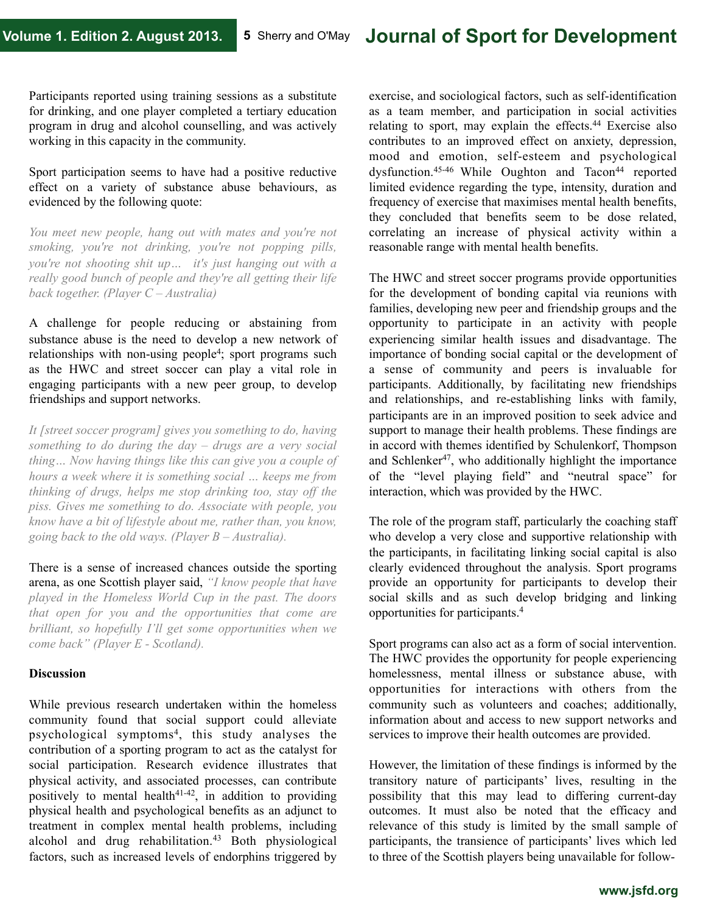Participants reported using training sessions as a substitute for drinking, and one player completed a tertiary education program in drug and alcohol counselling, and was actively working in this capacity in the community.

Sport participation seems to have had a positive reductive effect on a variety of substance abuse behaviours, as evidenced by the following quote:

*You meet new people, hang out with mates and you're not smoking, you're not drinking, you're not popping pills, you're not shooting shit up… it's just hanging out with a really good bunch of people and they're all getting their life back together. (Player C – Australia)*

A challenge for people reducing or abstaining from substance abuse is the need to develop a new network of relationships with non-using people[4]; sport programs such as the HWC and street soccer can play a vital role in engaging participants with a new peer group, to develop friendships and support networks.

*It [street soccer program] gives you something to do, having something to do during the day – drugs are a very social thing… Now having things like this can give you a couple of hours a week where it is something social … keeps me from thinking of drugs, helps me stop drinking too, stay off the piss. Gives me something to do. Associate with people, you know have a bit of lifestyle about me, rather than, you know, going back to the old ways. (Player B – Australia).*

There is a sense of increased chances outside the sporting arena, as one Scottish player said, *"I know people that have played in the Homeless World Cup in the past. The doors that open for you and the opportunities that come are brilliant, so hopefully I'll get some opportunities when we come back" (Player E - Scotland).*

**Discussion**

While previous research undertaken within the homeless community found that social support could alleviate psychological symptoms[4], this study analyses the contribution of a sporting program to act as the catalyst for social participation. Research evidence illustrates that physical activity, and associated processes, can contribute positively to mental health[41-42], in addition to providing physical health and psychological benefits as an adjunct to treatment in complex mental health problems, including alcohol and drug rehabilitation.[43] Both physiological factors, such as increased levels of endorphins triggered by exercise, and sociological factors, such as self-identification as a team member, and participation in social activities relating to sport, may explain the effects.[44] Exercise also contributes to an improved effect on anxiety, depression, mood and emotion, self-esteem and psychological dysfunction.[45-46] While Oughton and Tacon[44] reported limited evidence regarding the type, intensity, duration and frequency of exercise that maximises mental health benefits, they concluded that benefits seem to be dose related, correlating an increase of physical activity within a reasonable range with mental health benefits.

The HWC and street soccer programs provide opportunities for the development of bonding capital via reunions with families, developing new peer and friendship groups and the opportunity to participate in an activity with people experiencing similar health issues and disadvantage. The importance of bonding social capital or the development of a sense of community and peers is invaluable for participants. Additionally, by facilitating new friendships and relationships, and re-establishing links with family, participants are in an improved position to seek advice and support to manage their health problems. These findings are in accord with themes identified by Schulenkorf, Thompson and Schlenker[47], who additionally highlight the importance of the "level playing field" and "neutral space" for interaction, which was provided by the HWC.

The role of the program staff, particularly the coaching staff who develop a very close and supportive relationship with the participants, in facilitating linking social capital is also clearly evidenced throughout the analysis. Sport programs provide an opportunity for participants to develop their social skills and as such develop bridging and linking opportunities for participants.[4]

Sport programs can also act as a form of social intervention. The HWC provides the opportunity for people experiencing homelessness, mental illness or substance abuse, with opportunities for interactions with others from the community such as volunteers and coaches; additionally, information about and access to new support networks and services to improve their health outcomes are provided.

However, the limitation of these findings is informed by the transitory nature of participants' lives, resulting in the possibility that this may lead to differing current-day outcomes. It must also be noted that the efficacy and relevance of this study is limited by the small sample of participants, the transience of participants' lives which led to three of the Scottish players being unavailable for follow-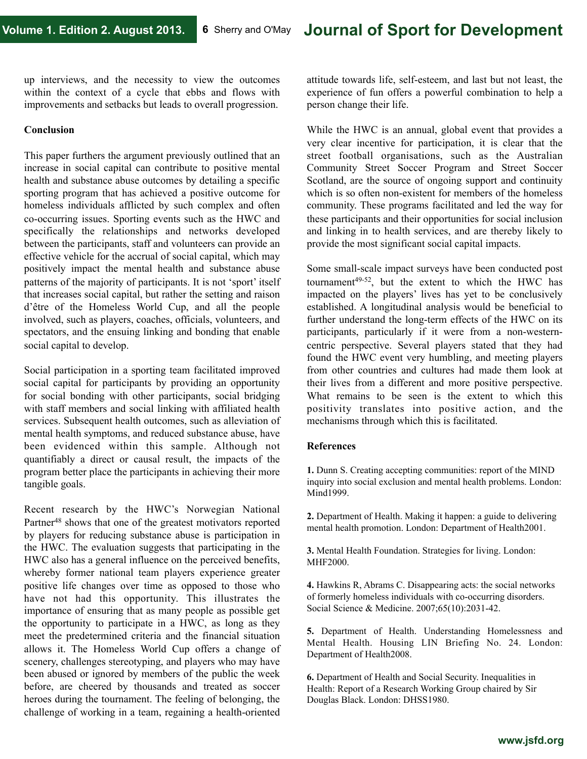up interviews, and the necessity to view the outcomes within the context of a cycle that ebbs and flows with improvements and setbacks but leads to overall progression.

**Conclusion**

This paper furthers the argument previously outlined that an increase in social capital can contribute to positive mental health and substance abuse outcomes by detailing a specific sporting program that has achieved a positive outcome for homeless individuals afflicted by such complex and often co-occurring issues. Sporting events such as the HWC and specifically the relationships and networks developed between the participants, staff and volunteers can provide an effective vehicle for the accrual of social capital, which may positively impact the mental health and substance abuse patterns of the majority of participants. It is not 'sport' itself that increases social capital, but rather the setting and raison d'être of the Homeless World Cup, and all the people involved, such as players, coaches, officials, volunteers, and spectators, and the ensuing linking and bonding that enable social capital to develop.

Social participation in a sporting team facilitated improved social capital for participants by providing an opportunity for social bonding with other participants, social bridging with staff members and social linking with affiliated health services. Subsequent health outcomes, such as alleviation of mental health symptoms, and reduced substance abuse, have been evidenced within this sample. Although not quantifiably a direct or causal result, the impacts of the program better place the participants in achieving their more tangible goals.

Recent research by the HWC's Norwegian National Partner[48] shows that one of the greatest motivators reported by players for reducing substance abuse is participation in the HWC. The evaluation suggests that participating in the HWC also has a general influence on the perceived benefits, whereby former national team players experience greater positive life changes over time as opposed to those who have not had this opportunity. This illustrates the importance of ensuring that as many people as possible get the opportunity to participate in a HWC, as long as they meet the predetermined criteria and the financial situation allows it. The Homeless World Cup offers a change of scenery, challenges stereotyping, and players who may have been abused or ignored by members of the public the week before, are cheered by thousands and treated as soccer heroes during the tournament. The feeling of belonging, the challenge of working in a team, regaining a health-oriented attitude towards life, self-esteem, and last but not least, the experience of fun offers a powerful combination to help a person change their life.

While the HWC is an annual, global event that provides a very clear incentive for participation, it is clear that the street football organisations, such as the Australian Community Street Soccer Program and Street Soccer Scotland, are the source of ongoing support and continuity which is so often non-existent for members of the homeless community. These programs facilitated and led the way for these participants and their opportunities for social inclusion and linking in to health services, and are thereby likely to provide the most significant social capital impacts.

Some small-scale impact surveys have been conducted post tournament[49-52], but the extent to which the HWC has impacted on the players' lives has yet to be conclusively established. A longitudinal analysis would be beneficial to further understand the long-term effects of the HWC on its participants, particularly if it were from a non-western-centric perspective. Several players stated that they had found the HWC event very humbling, and meeting players from other countries and cultures had made them look at their lives from a different and more positive perspective. What remains to be seen is the extent to which this positivity translates into positive action, and the mechanisms through which this is facilitated.

**References**

**1.** Dunn S. Creating accepting communities: report of the MIND inquiry into social exclusion and mental health problems. London: Mind1999.

**2.** Department of Health. Making it happen: a guide to delivering mental health promotion. London: Department of Health2001.

**3.** Mental Health Foundation. Strategies for living. London: MHF2000.

**4.** Hawkins R, Abrams C. Disappearing acts: the social networks of formerly homeless individuals with co-occurring disorders. Social Science & Medicine. 2007;65(10):2031-42.

**5.** Department of Health. Understanding Homelessness and Mental Health. Housing LIN Briefing No. 24. London: Department of Health2008.

**6.** Department of Health and Social Security. Inequalities in Health: Report of a Research Working Group chaired by Sir Douglas Black. London: DHSS1980.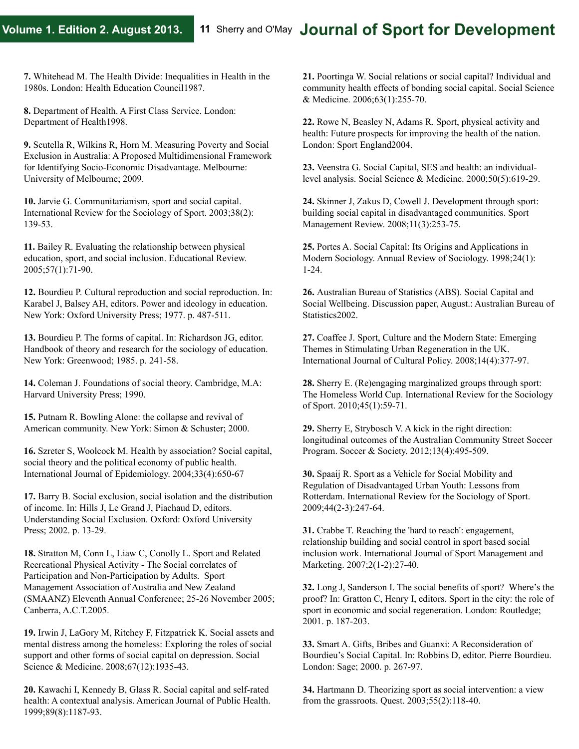**7.** Whitehead M. The Health Divide: Inequalities in Health in the 1980s. London: Health Education Council1987.

**8.** Department of Health. A First Class Service. London: Department of Health1998.

**9.** Scutella R, Wilkins R, Horn M. Measuring Poverty and Social Exclusion in Australia: A Proposed Multidimensional Framework for Identifying Socio-Economic Disadvantage. Melbourne: University of Melbourne; 2009.

**10.** Jarvie G. Communitarianism, sport and social capital. International Review for the Sociology of Sport. 2003;38(2): 139-53.

**11.** Bailey R. Evaluating the relationship between physical education, sport, and social inclusion. Educational Review. 2005;57(1):71-90.

**12.** Bourdieu P. Cultural reproduction and social reproduction. In: Karabel J, Balsey AH, editors. Power and ideology in education. New York: Oxford University Press; 1977. p. 487-511.

**13.** Bourdieu P. The forms of capital. In: Richardson JG, editor. Handbook of theory and research for the sociology of education. New York: Greenwood; 1985. p. 241-58.

**14.** Coleman J. Foundations of social theory. Cambridge, M.A: Harvard University Press; 1990.

**15.** Putnam R. Bowling Alone: the collapse and revival of American community. New York: Simon & Schuster; 2000.

**16.** Szreter S, Woolcock M. Health by association? Social capital, social theory and the political economy of public health. International Journal of Epidemiology. 2004;33(4):650-67

**17.** Barry B. Social exclusion, social isolation and the distribution of income. In: Hills J, Le Grand J, Piachaud D, editors. Understanding Social Exclusion. Oxford: Oxford University Press; 2002. p. 13-29.

**18.** Stratton M, Conn L, Liaw C, Conolly L. Sport and Related Recreational Physical Activity - The Social correlates of Participation and Non-Participation by Adults. Sport Management Association of Australia and New Zealand (SMAANZ) Eleventh Annual Conference; 25-26 November 2005; Canberra, A.C.T.2005.

**19.** Irwin J, LaGory M, Ritchey F, Fitzpatrick K. Social assets and mental distress among the homeless: Exploring the roles of social support and other forms of social capital on depression. Social Science & Medicine. 2008;67(12):1935-43.

**20.** Kawachi I, Kennedy B, Glass R. Social capital and self-rated health: A contextual analysis. American Journal of Public Health. 1999;89(8):1187-93.

**21.** Poortinga W. Social relations or social capital? Individual and community health effects of bonding social capital. Social Science & Medicine. 2006;63(1):255-70.

**22.** Rowe N, Beasley N, Adams R. Sport, physical activity and health: Future prospects for improving the health of the nation. London: Sport England2004.

**23.** Veenstra G. Social Capital, SES and health: an individual-level analysis. Social Science & Medicine. 2000;50(5):619-29.

**24.** Skinner J, Zakus D, Cowell J. Development through sport: building social capital in disadvantaged communities. Sport Management Review. 2008;11(3):253-75.

**25.** Portes A. Social Capital: Its Origins and Applications in Modern Sociology. Annual Review of Sociology. 1998;24(1): 1-24.

**26.** Australian Bureau of Statistics (ABS). Social Capital and Social Wellbeing. Discussion paper, August.: Australian Bureau of Statistics2002.

**27.** Coaffee J. Sport, Culture and the Modern State: Emerging Themes in Stimulating Urban Regeneration in the UK. International Journal of Cultural Policy. 2008;14(4):377-97.

**28.** Sherry E. (Re)engaging marginalized groups through sport: The Homeless World Cup. International Review for the Sociology of Sport. 2010;45(1):59-71.

**29.** Sherry E, Strybosch V. A kick in the right direction: longitudinal outcomes of the Australian Community Street Soccer Program. Soccer & Society. 2012;13(4):495-509.

**30.** Spaaij R. Sport as a Vehicle for Social Mobility and Regulation of Disadvantaged Urban Youth: Lessons from Rotterdam. International Review for the Sociology of Sport. 2009;44(2-3):247-64.

**31.** Crabbe T. Reaching the 'hard to reach': engagement, relationship building and social control in sport based social inclusion work. International Journal of Sport Management and Marketing. 2007;2(1-2):27-40.

**32.** Long J, Sanderson I. The social benefits of sport? Where's the proof? In: Gratton C, Henry I, editors. Sport in the city: the role of sport in economic and social regeneration. London: Routledge; 2001. p. 187-203.

**33.** Smart A. Gifts, Bribes and Guanxi: A Reconsideration of Bourdieu's Social Capital. In: Robbins D, editor. Pierre Bourdieu. London: Sage; 2000. p. 267-97.

**34.** Hartmann D. Theorizing sport as social intervention: a view from the grassroots. Quest. 2003;55(2):118-40.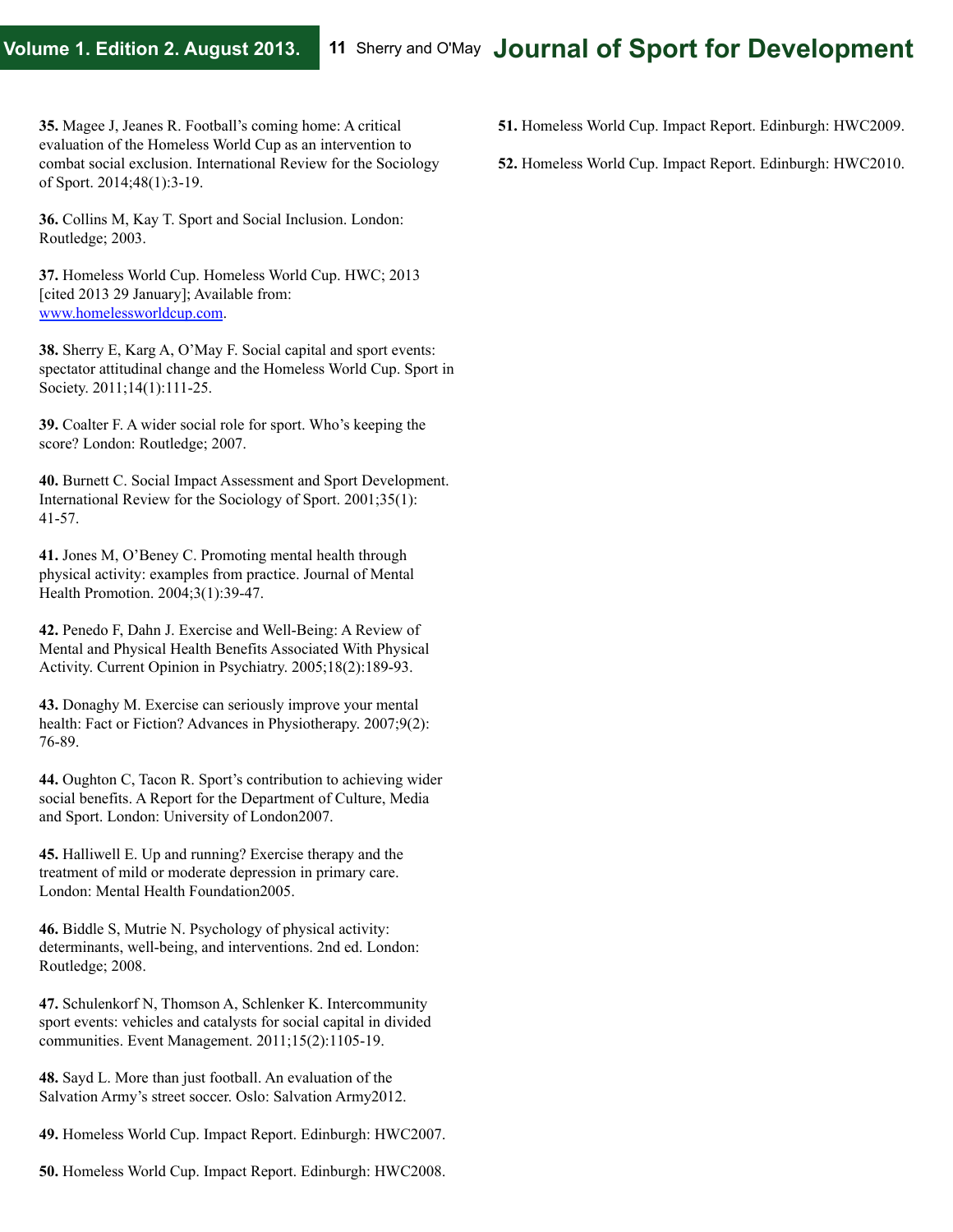**35.** Magee J, Jeanes R. Football's coming home: A critical evaluation of the Homeless World Cup as an intervention to combat social exclusion. International Review for the Sociology of Sport. 2014;48(1):3-19.

**36.** Collins M, Kay T. Sport and Social Inclusion. London: Routledge; 2003.

**37.** Homeless World Cup. Homeless World Cup. HWC; 2013 [cited 2013 29 January]; Available from: www.homelessworldcup.com.

**38.** Sherry E, Karg A, O'May F. Social capital and sport events: spectator attitudinal change and the Homeless World Cup. Sport in Society. 2011;14(1):111-25.

**39.** Coalter F. A wider social role for sport. Who's keeping the score? London: Routledge; 2007.

**40.** Burnett C. Social Impact Assessment and Sport Development. International Review for the Sociology of Sport. 2001;35(1): 41-57.

**41.** Jones M, O'Beney C. Promoting mental health through physical activity: examples from practice. Journal of Mental Health Promotion. 2004;3(1):39-47.

**42.** Penedo F, Dahn J. Exercise and Well-Being: A Review of Mental and Physical Health Benefits Associated With Physical Activity. Current Opinion in Psychiatry. 2005;18(2):189-93.

**43.** Donaghy M. Exercise can seriously improve your mental health: Fact or Fiction? Advances in Physiotherapy. 2007;9(2): 76-89.

**44.** Oughton C, Tacon R. Sport's contribution to achieving wider social benefits. A Report for the Department of Culture, Media and Sport. London: University of London2007.

**45.** Halliwell E. Up and running? Exercise therapy and the treatment of mild or moderate depression in primary care. London: Mental Health Foundation2005.

**46.** Biddle S, Mutrie N. Psychology of physical activity: determinants, well-being, and interventions. 2nd ed. London: Routledge; 2008.

**47.** Schulenkorf N, Thomson A, Schlenker K. Intercommunity sport events: vehicles and catalysts for social capital in divided communities. Event Management. 2011;15(2):1105-19.

**48.** Sayd L. More than just football. An evaluation of the Salvation Army's street soccer. Oslo: Salvation Army2012.

**49.** Homeless World Cup. Impact Report. Edinburgh: HWC2007.

**50.** Homeless World Cup. Impact Report. Edinburgh: HWC2008.

**51.** Homeless World Cup. Impact Report. Edinburgh: HWC2009.

**52.** Homeless World Cup. Impact Report. Edinburgh: HWC2010.